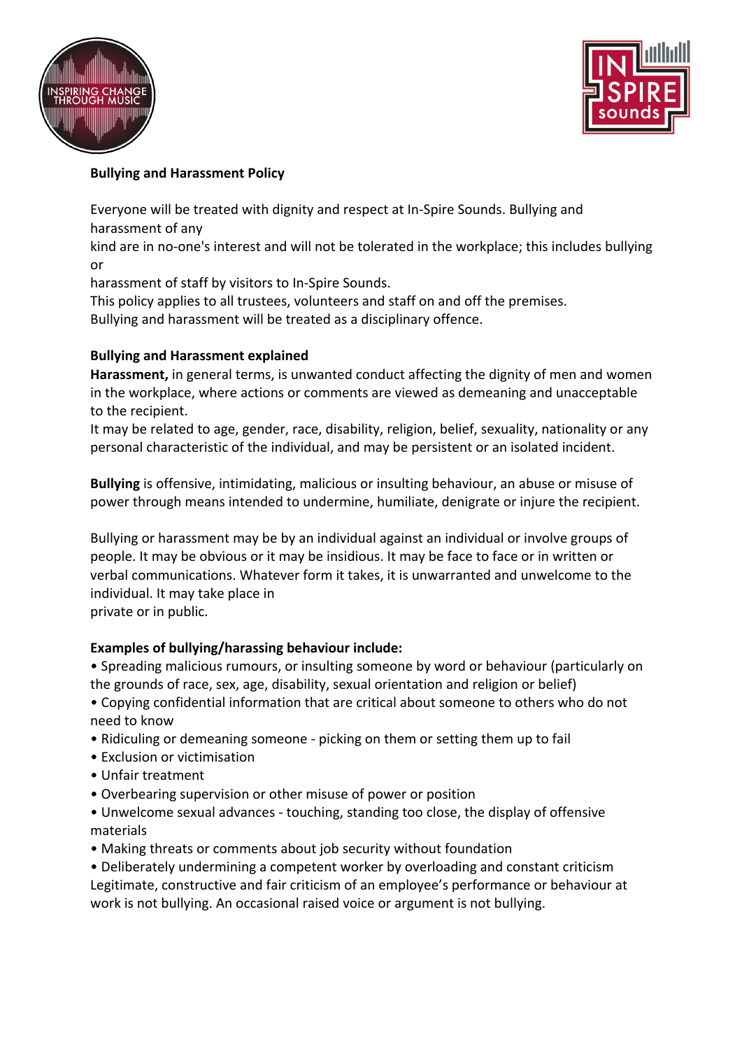**Bullying and Harassment Policy**

Everyone will be treated with dignity and respect at In-Spire Sounds. Bullying and harassment of any kind are in no-one's interest and will not be tolerated in the workplace; this includes bullying or harassment of staff by visitors to In-Spire Sounds.
This policy applies to all trustees, volunteers and staff on and off the premises.
Bullying and harassment will be treated as a disciplinary offence.

**Bullying and Harassment explained**

**Harassment,** in general terms, is unwanted conduct affecting the dignity of men and women in the workplace, where actions or comments are viewed as demeaning and unacceptable to the recipient.
It may be related to age, gender, race, disability, religion, belief, sexuality, nationality or any personal characteristic of the individual, and may be persistent or an isolated incident.

**Bullying** is offensive, intimidating, malicious or insulting behaviour, an abuse or misuse of power through means intended to undermine, humiliate, denigrate or injure the recipient.

Bullying or harassment may be by an individual against an individual or involve groups of people. It may be obvious or it may be insidious. It may be face to face or in written or verbal communications. Whatever form it takes, it is unwarranted and unwelcome to the individual. It may take place in private or in public.

**Examples of bullying/harassing behaviour include:**

- Spreading malicious rumours, or insulting someone by word or behaviour (particularly on the grounds of race, sex, age, disability, sexual orientation and religion or belief)
- Copying confidential information that are critical about someone to others who do not need to know
- Ridiculing or demeaning someone - picking on them or setting them up to fail
- Exclusion or victimisation
- Unfair treatment
- Overbearing supervision or other misuse of power or position
- Unwelcome sexual advances - touching, standing too close, the display of offensive materials
- Making threats or comments about job security without foundation
- Deliberately undermining a competent worker by overloading and constant criticism

Legitimate, constructive and fair criticism of an employee's performance or behaviour at work is not bullying. An occasional raised voice or argument is not bullying.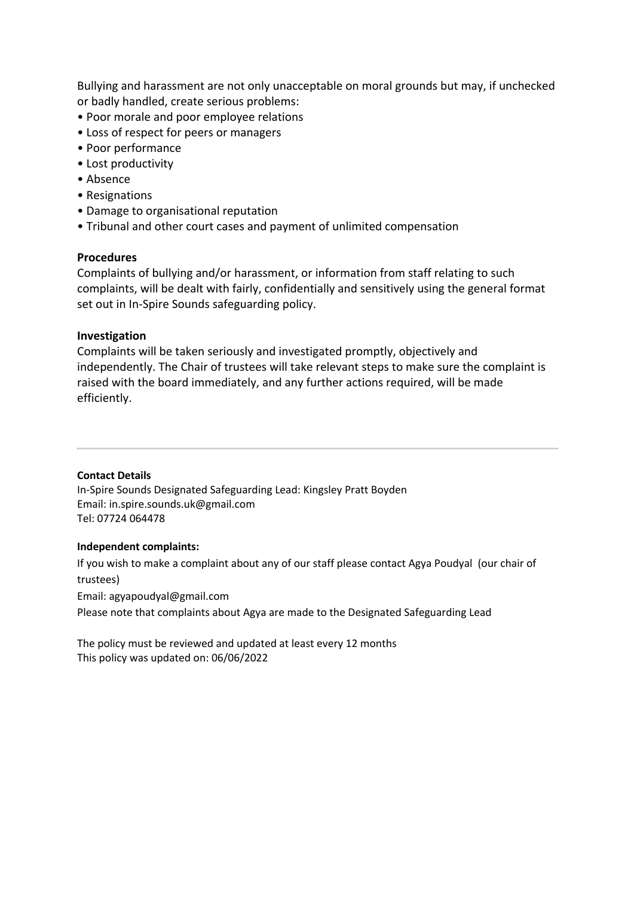Bullying and harassment are not only unacceptable on moral grounds but may, if unchecked or badly handled, create serious problems:

- Poor morale and poor employee relations
- Loss of respect for peers or managers
- Poor performance
- Lost productivity
- Absence
- Resignations
- Damage to organisational reputation
- Tribunal and other court cases and payment of unlimited compensation

**Procedures**

Complaints of bullying and/or harassment, or information from staff relating to such complaints, will be dealt with fairly, confidentially and sensitively using the general format set out in In-Spire Sounds safeguarding policy.

**Investigation**

Complaints will be taken seriously and investigated promptly, objectively and independently. The Chair of trustees will take relevant steps to make sure the complaint is raised with the board immediately, and any further actions required, will be made efficiently.

---

**Contact Details**

In-Spire Sounds Designated Safeguarding Lead: Kingsley Pratt Boyden
Email: in.spire.sounds.uk@gmail.com
Tel: 07724 064478

**Independent complaints:**

If you wish to make a complaint about any of our staff please contact Agya Poudyal (our chair of trustees)

Email: agyapoudyal@gmail.com

Please note that complaints about Agya are made to the Designated Safeguarding Lead

The policy must be reviewed and updated at least every 12 months
This policy was updated on: 06/06/2022